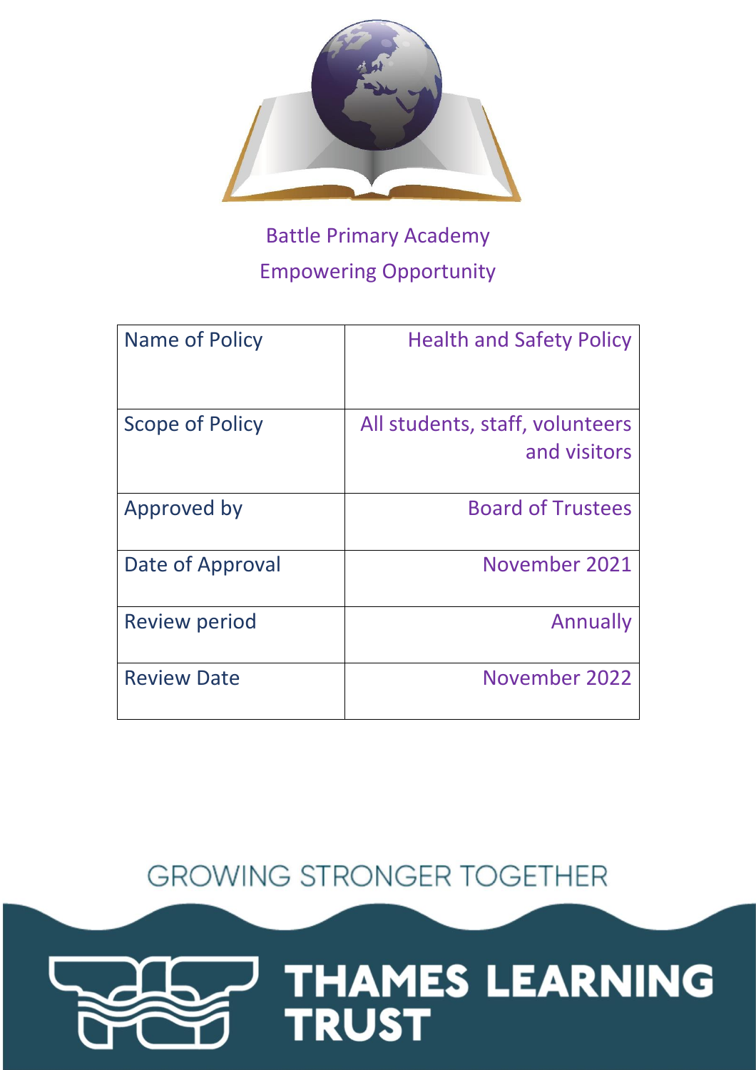Battle Primary Academy

Empowering Opportunity

| Name of Policy | Health and Safety Policy |
| --- | --- |
| Scope of Policy | All students, staff, volunteers and visitors |
| Approved by | Board of Trustees |
| Date of Approval | November 2021 |
| Review period | Annually |
| Review Date | November 2022 |

GROWING STRONGER TOGETHER

THAMES LEARNING TRUST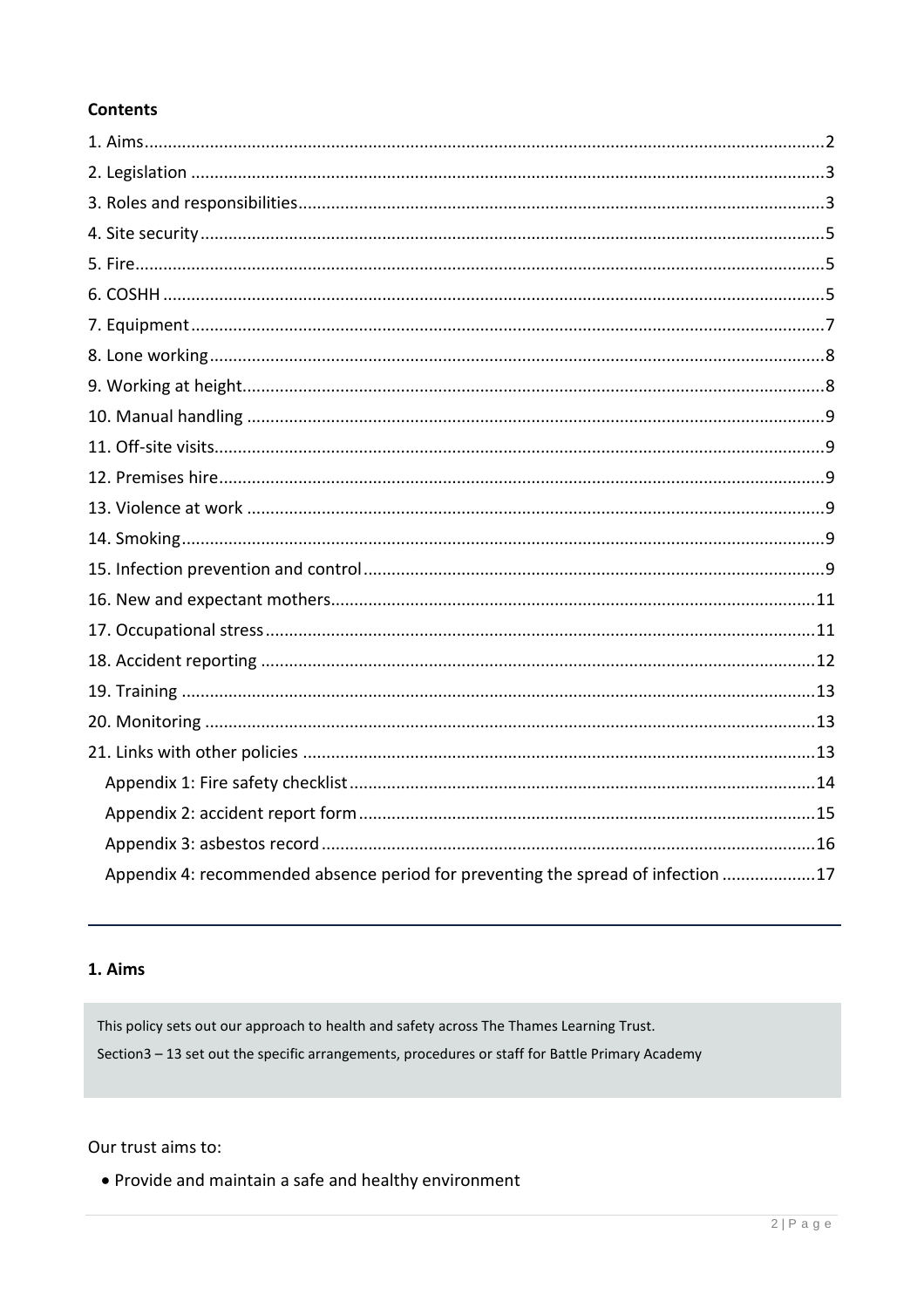**Contents**

1. Aims ... 2
2. Legislation ... 3
3. Roles and responsibilities ... 3
4. Site security ... 5
5. Fire ... 5
6. COSHH ... 5
7. Equipment ... 7
8. Lone working ... 8
9. Working at height ... 8
10. Manual handling ... 9
11. Off-site visits ... 9
12. Premises hire ... 9
13. Violence at work ... 9
14. Smoking ... 9
15. Infection prevention and control ... 9
16. New and expectant mothers ... 11
17. Occupational stress ... 11
18. Accident reporting ... 12
19. Training ... 13
20. Monitoring ... 13
21. Links with other policies ... 13
    - Appendix 1: Fire safety checklist ... 14
    - Appendix 2: accident report form ... 15
    - Appendix 3: asbestos record ... 16
    - Appendix 4: recommended absence period for preventing the spread of infection ... 17

---

## 1. Aims

This policy sets out our approach to health and safety across The Thames Learning Trust.

Section3 – 13 set out the specific arrangements, procedures or staff for Battle Primary Academy

Our trust aims to:

- Provide and maintain a safe and healthy environment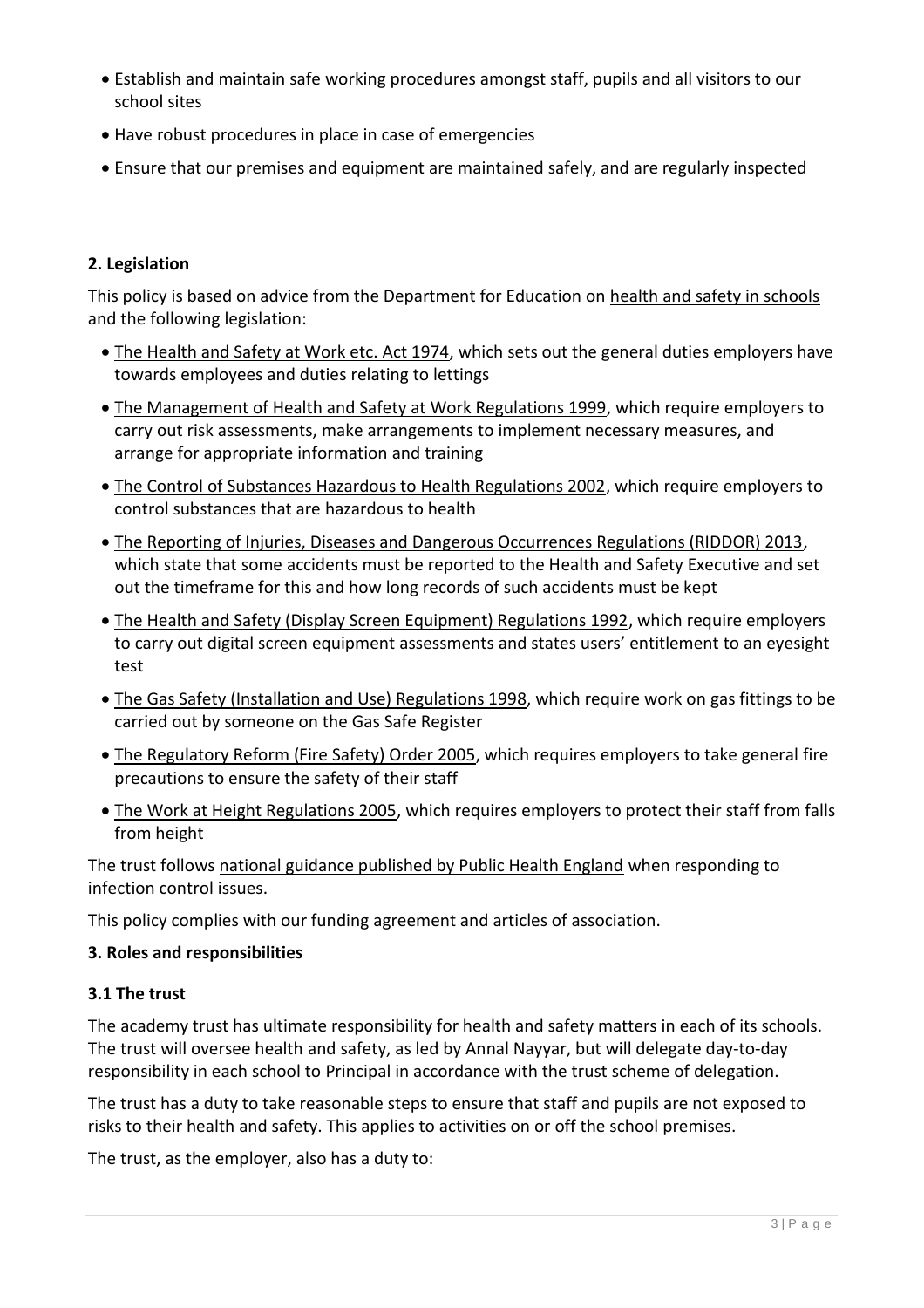- Establish and maintain safe working procedures amongst staff, pupils and all visitors to our school sites
- Have robust procedures in place in case of emergencies
- Ensure that our premises and equipment are maintained safely, and are regularly inspected

**2. Legislation**

This policy is based on advice from the Department for Education on health and safety in schools and the following legislation:

- The Health and Safety at Work etc. Act 1974, which sets out the general duties employers have towards employees and duties relating to lettings
- The Management of Health and Safety at Work Regulations 1999, which require employers to carry out risk assessments, make arrangements to implement necessary measures, and arrange for appropriate information and training
- The Control of Substances Hazardous to Health Regulations 2002, which require employers to control substances that are hazardous to health
- The Reporting of Injuries, Diseases and Dangerous Occurrences Regulations (RIDDOR) 2013, which state that some accidents must be reported to the Health and Safety Executive and set out the timeframe for this and how long records of such accidents must be kept
- The Health and Safety (Display Screen Equipment) Regulations 1992, which require employers to carry out digital screen equipment assessments and states users' entitlement to an eyesight test
- The Gas Safety (Installation and Use) Regulations 1998, which require work on gas fittings to be carried out by someone on the Gas Safe Register
- The Regulatory Reform (Fire Safety) Order 2005, which requires employers to take general fire precautions to ensure the safety of their staff
- The Work at Height Regulations 2005, which requires employers to protect their staff from falls from height

The trust follows national guidance published by Public Health England when responding to infection control issues.

This policy complies with our funding agreement and articles of association.

**3. Roles and responsibilities**

**3.1 The trust**

The academy trust has ultimate responsibility for health and safety matters in each of its schools. The trust will oversee health and safety, as led by Annal Nayyar, but will delegate day-to-day responsibility in each school to Principal in accordance with the trust scheme of delegation.

The trust has a duty to take reasonable steps to ensure that staff and pupils are not exposed to risks to their health and safety. This applies to activities on or off the school premises.

The trust, as the employer, also has a duty to: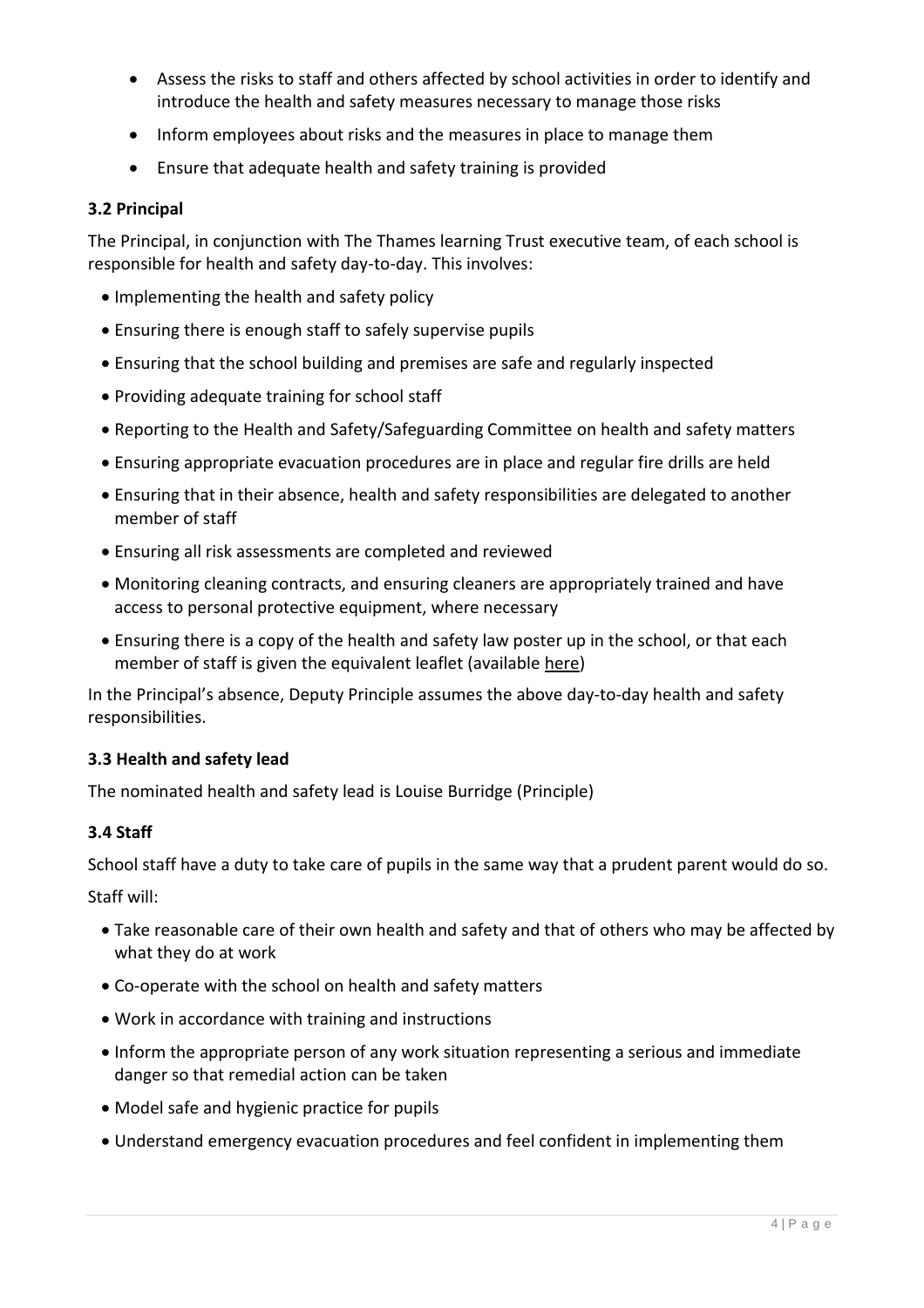- Assess the risks to staff and others affected by school activities in order to identify and introduce the health and safety measures necessary to manage those risks
- Inform employees about risks and the measures in place to manage them
- Ensure that adequate health and safety training is provided

### 3.2 Principal

The Principal, in conjunction with The Thames learning Trust executive team, of each school is responsible for health and safety day-to-day. This involves:

- Implementing the health and safety policy
- Ensuring there is enough staff to safely supervise pupils
- Ensuring that the school building and premises are safe and regularly inspected
- Providing adequate training for school staff
- Reporting to the Health and Safety/Safeguarding Committee on health and safety matters
- Ensuring appropriate evacuation procedures are in place and regular fire drills are held
- Ensuring that in their absence, health and safety responsibilities are delegated to another member of staff
- Ensuring all risk assessments are completed and reviewed
- Monitoring cleaning contracts, and ensuring cleaners are appropriately trained and have access to personal protective equipment, where necessary
- Ensuring there is a copy of the health and safety law poster up in the school, or that each member of staff is given the equivalent leaflet (available here)

In the Principal's absence, Deputy Principle assumes the above day-to-day health and safety responsibilities.

### 3.3 Health and safety lead

The nominated health and safety lead is Louise Burridge (Principle)

### 3.4 Staff

School staff have a duty to take care of pupils in the same way that a prudent parent would do so.

Staff will:

- Take reasonable care of their own health and safety and that of others who may be affected by what they do at work
- Co-operate with the school on health and safety matters
- Work in accordance with training and instructions
- Inform the appropriate person of any work situation representing a serious and immediate danger so that remedial action can be taken
- Model safe and hygienic practice for pupils
- Understand emergency evacuation procedures and feel confident in implementing them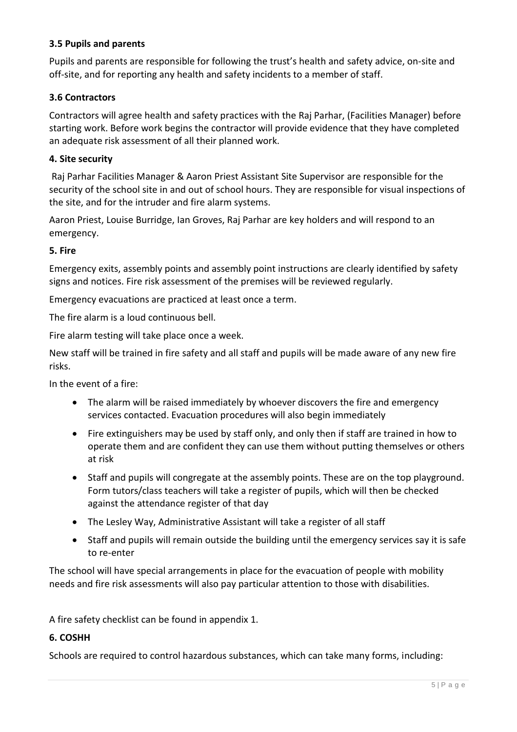### 3.5 Pupils and parents

Pupils and parents are responsible for following the trust's health and safety advice, on-site and off-site, and for reporting any health and safety incidents to a member of staff.

### 3.6 Contractors

Contractors will agree health and safety practices with the Raj Parhar, (Facilities Manager) before starting work. Before work begins the contractor will provide evidence that they have completed an adequate risk assessment of all their planned work.

## 4. Site security

Raj Parhar Facilities Manager & Aaron Priest Assistant Site Supervisor are responsible for the security of the school site in and out of school hours. They are responsible for visual inspections of the site, and for the intruder and fire alarm systems.

Aaron Priest, Louise Burridge, Ian Groves, Raj Parhar are key holders and will respond to an emergency.

## 5. Fire

Emergency exits, assembly points and assembly point instructions are clearly identified by safety signs and notices. Fire risk assessment of the premises will be reviewed regularly.

Emergency evacuations are practiced at least once a term.

The fire alarm is a loud continuous bell.

Fire alarm testing will take place once a week.

New staff will be trained in fire safety and all staff and pupils will be made aware of any new fire risks.

In the event of a fire:

- The alarm will be raised immediately by whoever discovers the fire and emergency services contacted. Evacuation procedures will also begin immediately
- Fire extinguishers may be used by staff only, and only then if staff are trained in how to operate them and are confident they can use them without putting themselves or others at risk
- Staff and pupils will congregate at the assembly points. These are on the top playground. Form tutors/class teachers will take a register of pupils, which will then be checked against the attendance register of that day
- The Lesley Way, Administrative Assistant will take a register of all staff
- Staff and pupils will remain outside the building until the emergency services say it is safe to re-enter

The school will have special arrangements in place for the evacuation of people with mobility needs and fire risk assessments will also pay particular attention to those with disabilities.

A fire safety checklist can be found in appendix 1.

## 6. COSHH

Schools are required to control hazardous substances, which can take many forms, including: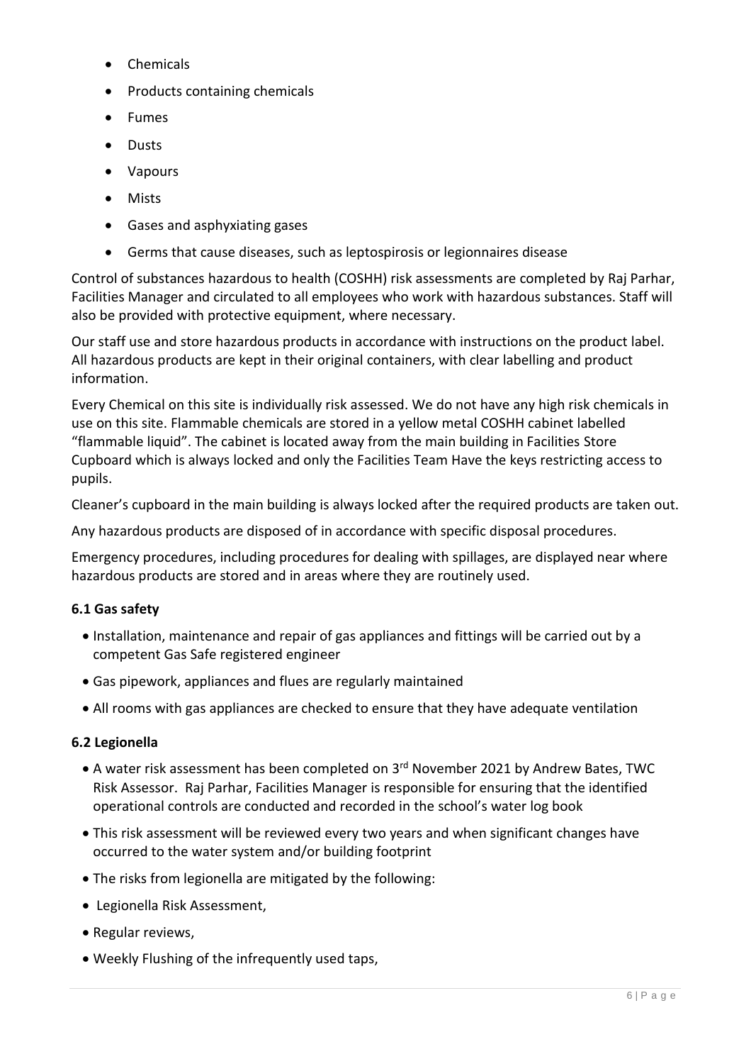- Chemicals
- Products containing chemicals
- Fumes
- Dusts
- Vapours
- Mists
- Gases and asphyxiating gases
- Germs that cause diseases, such as leptospirosis or legionnaires disease

Control of substances hazardous to health (COSHH) risk assessments are completed by Raj Parhar, Facilities Manager and circulated to all employees who work with hazardous substances. Staff will also be provided with protective equipment, where necessary.

Our staff use and store hazardous products in accordance with instructions on the product label. All hazardous products are kept in their original containers, with clear labelling and product information.

Every Chemical on this site is individually risk assessed. We do not have any high risk chemicals in use on this site. Flammable chemicals are stored in a yellow metal COSHH cabinet labelled "flammable liquid". The cabinet is located away from the main building in Facilities Store Cupboard which is always locked and only the Facilities Team Have the keys restricting access to pupils.

Cleaner's cupboard in the main building is always locked after the required products are taken out.

Any hazardous products are disposed of in accordance with specific disposal procedures.

Emergency procedures, including procedures for dealing with spillages, are displayed near where hazardous products are stored and in areas where they are routinely used.

### 6.1 Gas safety

- Installation, maintenance and repair of gas appliances and fittings will be carried out by a competent Gas Safe registered engineer
- Gas pipework, appliances and flues are regularly maintained
- All rooms with gas appliances are checked to ensure that they have adequate ventilation

### 6.2 Legionella

- A water risk assessment has been completed on 3rd November 2021 by Andrew Bates, TWC Risk Assessor. Raj Parhar, Facilities Manager is responsible for ensuring that the identified operational controls are conducted and recorded in the school's water log book
- This risk assessment will be reviewed every two years and when significant changes have occurred to the water system and/or building footprint
- The risks from legionella are mitigated by the following:
- Legionella Risk Assessment,
- Regular reviews,
- Weekly Flushing of the infrequently used taps,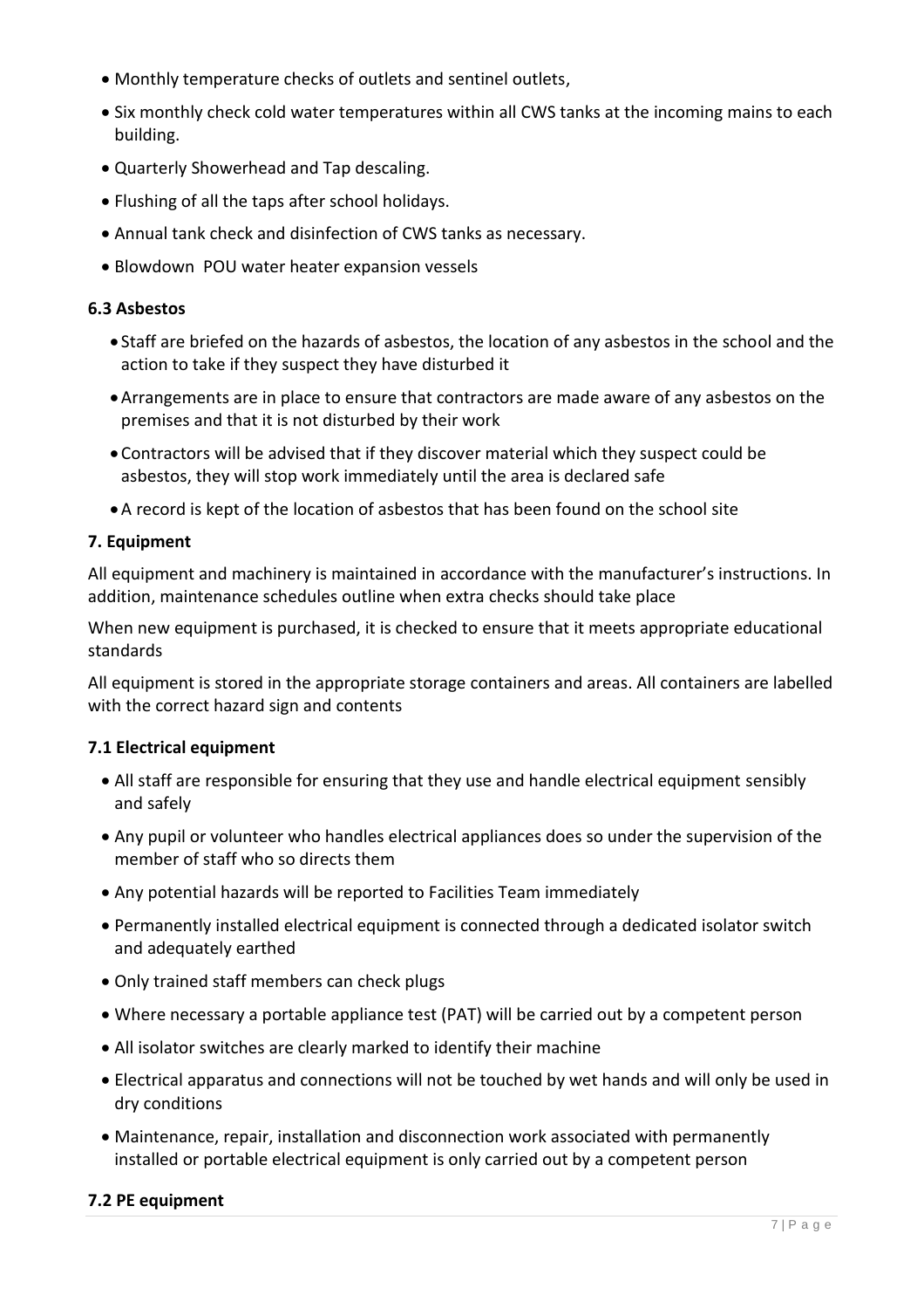- Monthly temperature checks of outlets and sentinel outlets,
- Six monthly check cold water temperatures within all CWS tanks at the incoming mains to each building.
- Quarterly Showerhead and Tap descaling.
- Flushing of all the taps after school holidays.
- Annual tank check and disinfection of CWS tanks as necessary.
- Blowdown POU water heater expansion vessels

### 6.3 Asbestos

- Staff are briefed on the hazards of asbestos, the location of any asbestos in the school and the action to take if they suspect they have disturbed it
- Arrangements are in place to ensure that contractors are made aware of any asbestos on the premises and that it is not disturbed by their work
- Contractors will be advised that if they discover material which they suspect could be asbestos, they will stop work immediately until the area is declared safe
- A record is kept of the location of asbestos that has been found on the school site

## 7. Equipment

All equipment and machinery is maintained in accordance with the manufacturer's instructions. In addition, maintenance schedules outline when extra checks should take place

When new equipment is purchased, it is checked to ensure that it meets appropriate educational standards

All equipment is stored in the appropriate storage containers and areas. All containers are labelled with the correct hazard sign and contents

### 7.1 Electrical equipment

- All staff are responsible for ensuring that they use and handle electrical equipment sensibly and safely
- Any pupil or volunteer who handles electrical appliances does so under the supervision of the member of staff who so directs them
- Any potential hazards will be reported to Facilities Team immediately
- Permanently installed electrical equipment is connected through a dedicated isolator switch and adequately earthed
- Only trained staff members can check plugs
- Where necessary a portable appliance test (PAT) will be carried out by a competent person
- All isolator switches are clearly marked to identify their machine
- Electrical apparatus and connections will not be touched by wet hands and will only be used in dry conditions
- Maintenance, repair, installation and disconnection work associated with permanently installed or portable electrical equipment is only carried out by a competent person

### 7.2 PE equipment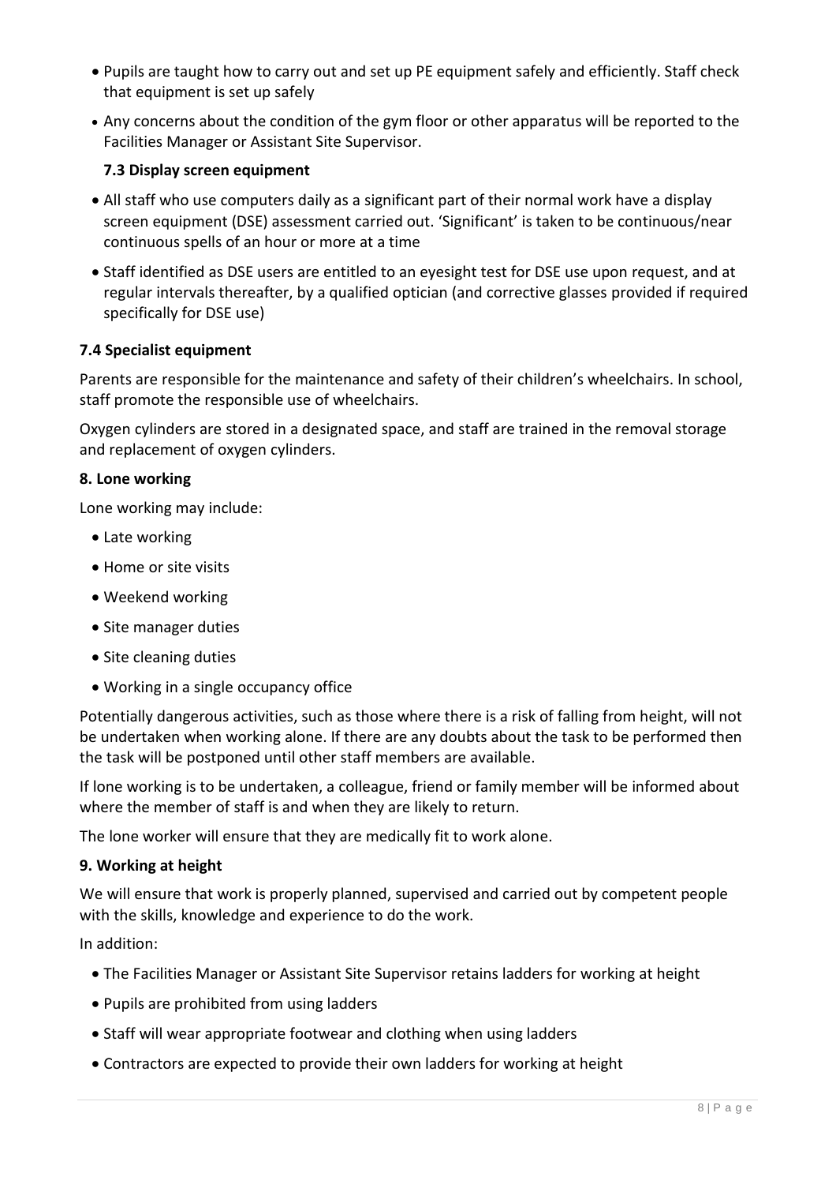- Pupils are taught how to carry out and set up PE equipment safely and efficiently. Staff check that equipment is set up safely
- Any concerns about the condition of the gym floor or other apparatus will be reported to the Facilities Manager or Assistant Site Supervisor.

### 7.3 Display screen equipment

- All staff who use computers daily as a significant part of their normal work have a display screen equipment (DSE) assessment carried out. 'Significant' is taken to be continuous/near continuous spells of an hour or more at a time
- Staff identified as DSE users are entitled to an eyesight test for DSE use upon request, and at regular intervals thereafter, by a qualified optician (and corrective glasses provided if required specifically for DSE use)

### 7.4 Specialist equipment

Parents are responsible for the maintenance and safety of their children's wheelchairs. In school, staff promote the responsible use of wheelchairs.

Oxygen cylinders are stored in a designated space, and staff are trained in the removal storage and replacement of oxygen cylinders.

## 8. Lone working

Lone working may include:

- Late working
- Home or site visits
- Weekend working
- Site manager duties
- Site cleaning duties
- Working in a single occupancy office

Potentially dangerous activities, such as those where there is a risk of falling from height, will not be undertaken when working alone. If there are any doubts about the task to be performed then the task will be postponed until other staff members are available.

If lone working is to be undertaken, a colleague, friend or family member will be informed about where the member of staff is and when they are likely to return.

The lone worker will ensure that they are medically fit to work alone.

## 9. Working at height

We will ensure that work is properly planned, supervised and carried out by competent people with the skills, knowledge and experience to do the work.

In addition:

- The Facilities Manager or Assistant Site Supervisor retains ladders for working at height
- Pupils are prohibited from using ladders
- Staff will wear appropriate footwear and clothing when using ladders
- Contractors are expected to provide their own ladders for working at height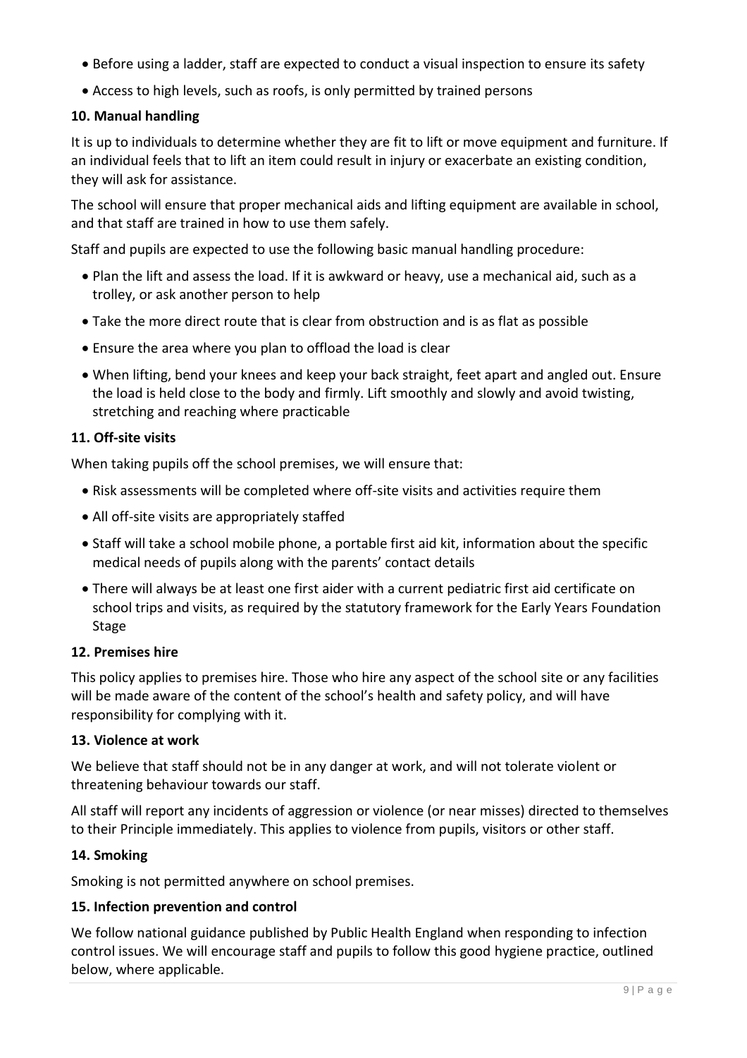- Before using a ladder, staff are expected to conduct a visual inspection to ensure its safety
- Access to high levels, such as roofs, is only permitted by trained persons

**10. Manual handling**

It is up to individuals to determine whether they are fit to lift or move equipment and furniture. If an individual feels that to lift an item could result in injury or exacerbate an existing condition, they will ask for assistance.

The school will ensure that proper mechanical aids and lifting equipment are available in school, and that staff are trained in how to use them safely.

Staff and pupils are expected to use the following basic manual handling procedure:

- Plan the lift and assess the load. If it is awkward or heavy, use a mechanical aid, such as a trolley, or ask another person to help
- Take the more direct route that is clear from obstruction and is as flat as possible
- Ensure the area where you plan to offload the load is clear
- When lifting, bend your knees and keep your back straight, feet apart and angled out. Ensure the load is held close to the body and firmly. Lift smoothly and slowly and avoid twisting, stretching and reaching where practicable

**11. Off-site visits**

When taking pupils off the school premises, we will ensure that:

- Risk assessments will be completed where off-site visits and activities require them
- All off-site visits are appropriately staffed
- Staff will take a school mobile phone, a portable first aid kit, information about the specific medical needs of pupils along with the parents' contact details
- There will always be at least one first aider with a current pediatric first aid certificate on school trips and visits, as required by the statutory framework for the Early Years Foundation Stage

**12. Premises hire**

This policy applies to premises hire. Those who hire any aspect of the school site or any facilities will be made aware of the content of the school's health and safety policy, and will have responsibility for complying with it.

**13. Violence at work**

We believe that staff should not be in any danger at work, and will not tolerate violent or threatening behaviour towards our staff.

All staff will report any incidents of aggression or violence (or near misses) directed to themselves to their Principle immediately. This applies to violence from pupils, visitors or other staff.

**14. Smoking**

Smoking is not permitted anywhere on school premises.

**15. Infection prevention and control**

We follow national guidance published by Public Health England when responding to infection control issues. We will encourage staff and pupils to follow this good hygiene practice, outlined below, where applicable.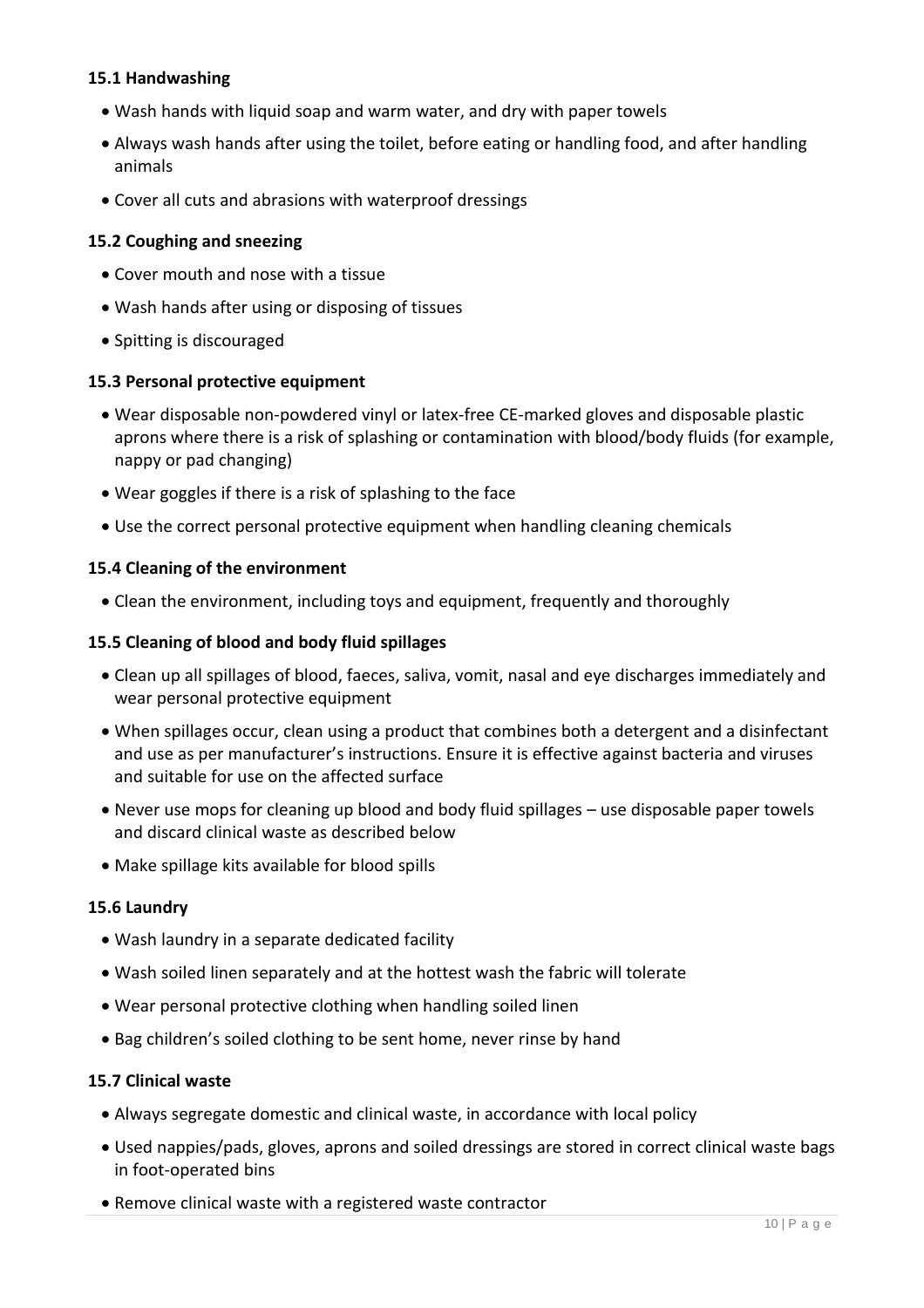### 15.1 Handwashing

- Wash hands with liquid soap and warm water, and dry with paper towels
- Always wash hands after using the toilet, before eating or handling food, and after handling animals
- Cover all cuts and abrasions with waterproof dressings

### 15.2 Coughing and sneezing

- Cover mouth and nose with a tissue
- Wash hands after using or disposing of tissues
- Spitting is discouraged

### 15.3 Personal protective equipment

- Wear disposable non-powdered vinyl or latex-free CE-marked gloves and disposable plastic aprons where there is a risk of splashing or contamination with blood/body fluids (for example, nappy or pad changing)
- Wear goggles if there is a risk of splashing to the face
- Use the correct personal protective equipment when handling cleaning chemicals

### 15.4 Cleaning of the environment

- Clean the environment, including toys and equipment, frequently and thoroughly

### 15.5 Cleaning of blood and body fluid spillages

- Clean up all spillages of blood, faeces, saliva, vomit, nasal and eye discharges immediately and wear personal protective equipment
- When spillages occur, clean using a product that combines both a detergent and a disinfectant and use as per manufacturer's instructions. Ensure it is effective against bacteria and viruses and suitable for use on the affected surface
- Never use mops for cleaning up blood and body fluid spillages – use disposable paper towels and discard clinical waste as described below
- Make spillage kits available for blood spills

### 15.6 Laundry

- Wash laundry in a separate dedicated facility
- Wash soiled linen separately and at the hottest wash the fabric will tolerate
- Wear personal protective clothing when handling soiled linen
- Bag children's soiled clothing to be sent home, never rinse by hand

### 15.7 Clinical waste

- Always segregate domestic and clinical waste, in accordance with local policy
- Used nappies/pads, gloves, aprons and soiled dressings are stored in correct clinical waste bags in foot-operated bins
- Remove clinical waste with a registered waste contractor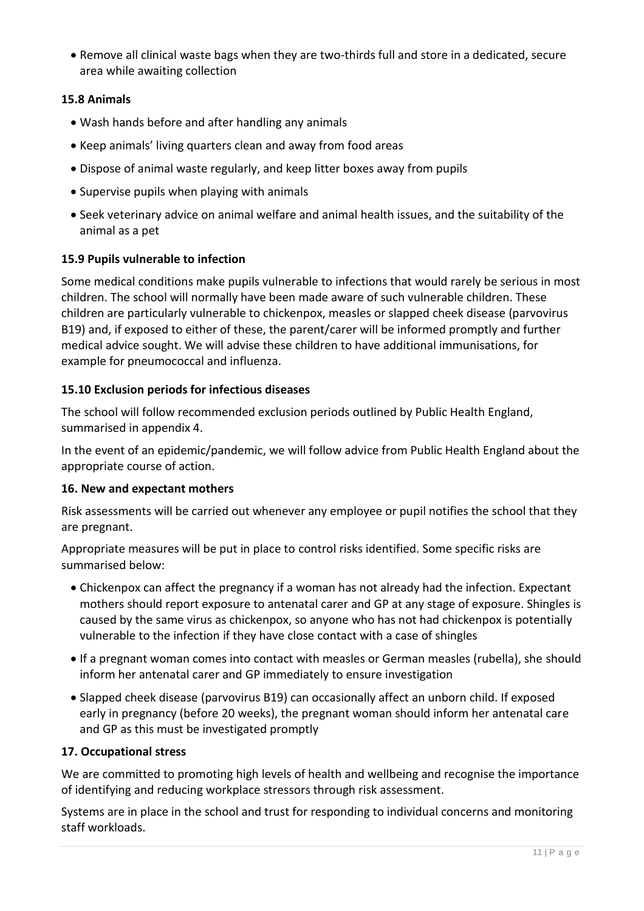- Remove all clinical waste bags when they are two-thirds full and store in a dedicated, secure area while awaiting collection

### 15.8 Animals

- Wash hands before and after handling any animals
- Keep animals' living quarters clean and away from food areas
- Dispose of animal waste regularly, and keep litter boxes away from pupils
- Supervise pupils when playing with animals
- Seek veterinary advice on animal welfare and animal health issues, and the suitability of the animal as a pet

### 15.9 Pupils vulnerable to infection

Some medical conditions make pupils vulnerable to infections that would rarely be serious in most children. The school will normally have been made aware of such vulnerable children. These children are particularly vulnerable to chickenpox, measles or slapped cheek disease (parvovirus B19) and, if exposed to either of these, the parent/carer will be informed promptly and further medical advice sought. We will advise these children to have additional immunisations, for example for pneumococcal and influenza.

### 15.10 Exclusion periods for infectious diseases

The school will follow recommended exclusion periods outlined by Public Health England, summarised in appendix 4.

In the event of an epidemic/pandemic, we will follow advice from Public Health England about the appropriate course of action.

## 16. New and expectant mothers

Risk assessments will be carried out whenever any employee or pupil notifies the school that they are pregnant.

Appropriate measures will be put in place to control risks identified. Some specific risks are summarised below:

- Chickenpox can affect the pregnancy if a woman has not already had the infection. Expectant mothers should report exposure to antenatal carer and GP at any stage of exposure. Shingles is caused by the same virus as chickenpox, so anyone who has not had chickenpox is potentially vulnerable to the infection if they have close contact with a case of shingles
- If a pregnant woman comes into contact with measles or German measles (rubella), she should inform her antenatal carer and GP immediately to ensure investigation
- Slapped cheek disease (parvovirus B19) can occasionally affect an unborn child. If exposed early in pregnancy (before 20 weeks), the pregnant woman should inform her antenatal care and GP as this must be investigated promptly

## 17. Occupational stress

We are committed to promoting high levels of health and wellbeing and recognise the importance of identifying and reducing workplace stressors through risk assessment.

Systems are in place in the school and trust for responding to individual concerns and monitoring staff workloads.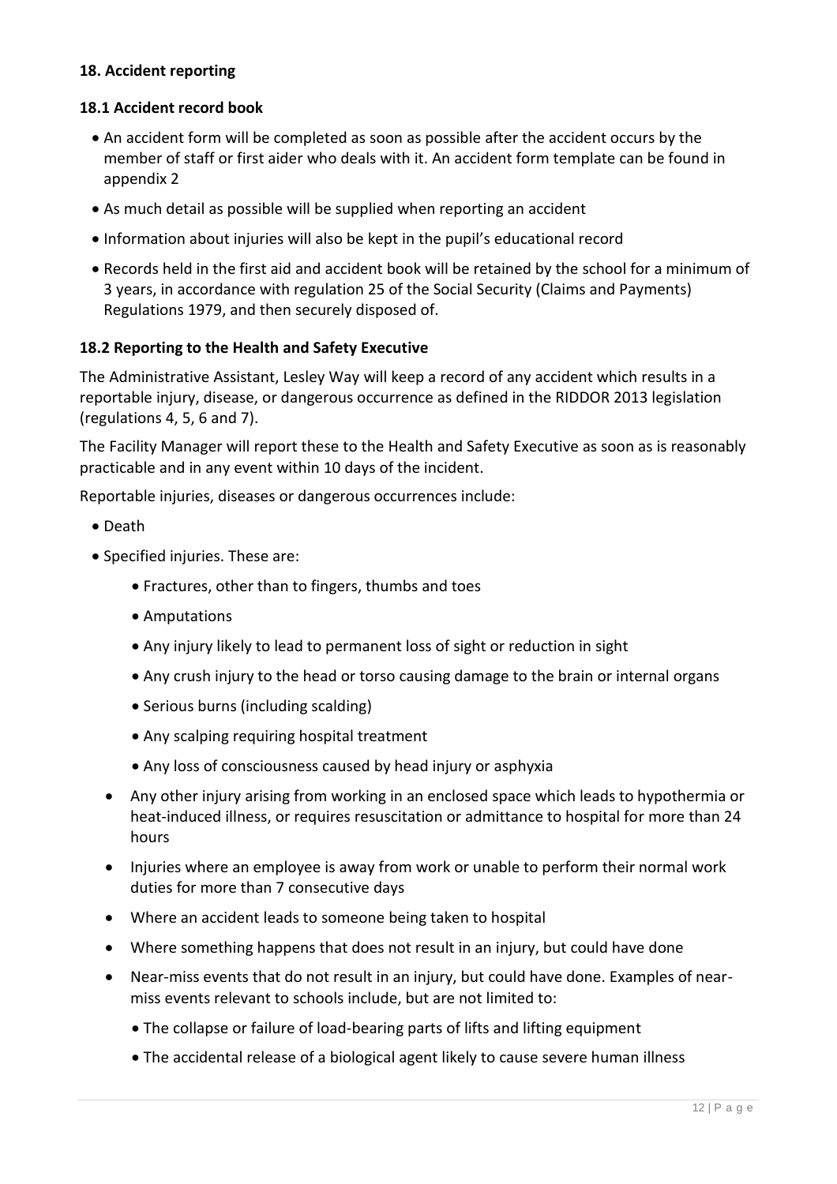## 18. Accident reporting

### 18.1 Accident record book

- An accident form will be completed as soon as possible after the accident occurs by the member of staff or first aider who deals with it. An accident form template can be found in appendix 2
- As much detail as possible will be supplied when reporting an accident
- Information about injuries will also be kept in the pupil's educational record
- Records held in the first aid and accident book will be retained by the school for a minimum of 3 years, in accordance with regulation 25 of the Social Security (Claims and Payments) Regulations 1979, and then securely disposed of.

### 18.2 Reporting to the Health and Safety Executive

The Administrative Assistant, Lesley Way will keep a record of any accident which results in a reportable injury, disease, or dangerous occurrence as defined in the RIDDOR 2013 legislation (regulations 4, 5, 6 and 7).

The Facility Manager will report these to the Health and Safety Executive as soon as is reasonably practicable and in any event within 10 days of the incident.

Reportable injuries, diseases or dangerous occurrences include:

- Death
- Specified injuries. These are:
  - Fractures, other than to fingers, thumbs and toes
  - Amputations
  - Any injury likely to lead to permanent loss of sight or reduction in sight
  - Any crush injury to the head or torso causing damage to the brain or internal organs
  - Serious burns (including scalding)
  - Any scalping requiring hospital treatment
  - Any loss of consciousness caused by head injury or asphyxia
- Any other injury arising from working in an enclosed space which leads to hypothermia or heat-induced illness, or requires resuscitation or admittance to hospital for more than 24 hours
- Injuries where an employee is away from work or unable to perform their normal work duties for more than 7 consecutive days
- Where an accident leads to someone being taken to hospital
- Where something happens that does not result in an injury, but could have done
- Near-miss events that do not result in an injury, but could have done. Examples of near-miss events relevant to schools include, but are not limited to:
  - The collapse or failure of load-bearing parts of lifts and lifting equipment
  - The accidental release of a biological agent likely to cause severe human illness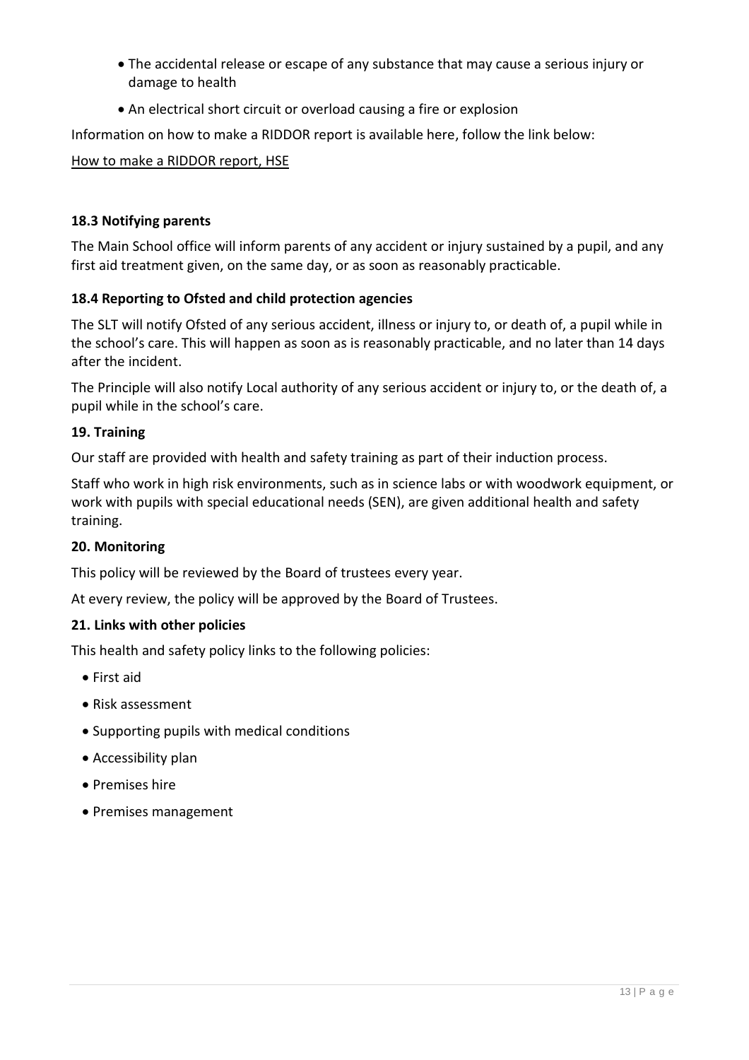- The accidental release or escape of any substance that may cause a serious injury or damage to health
- An electrical short circuit or overload causing a fire or explosion

Information on how to make a RIDDOR report is available here, follow the link below:

How to make a RIDDOR report, HSE

### 18.3 Notifying parents

The Main School office will inform parents of any accident or injury sustained by a pupil, and any first aid treatment given, on the same day, or as soon as reasonably practicable.

### 18.4 Reporting to Ofsted and child protection agencies

The SLT will notify Ofsted of any serious accident, illness or injury to, or death of, a pupil while in the school's care. This will happen as soon as is reasonably practicable, and no later than 14 days after the incident.

The Principle will also notify Local authority of any serious accident or injury to, or the death of, a pupil while in the school's care.

## 19. Training

Our staff are provided with health and safety training as part of their induction process.

Staff who work in high risk environments, such as in science labs or with woodwork equipment, or work with pupils with special educational needs (SEN), are given additional health and safety training.

## 20. Monitoring

This policy will be reviewed by the Board of trustees every year.

At every review, the policy will be approved by the Board of Trustees.

## 21. Links with other policies

This health and safety policy links to the following policies:

- First aid
- Risk assessment
- Supporting pupils with medical conditions
- Accessibility plan
- Premises hire
- Premises management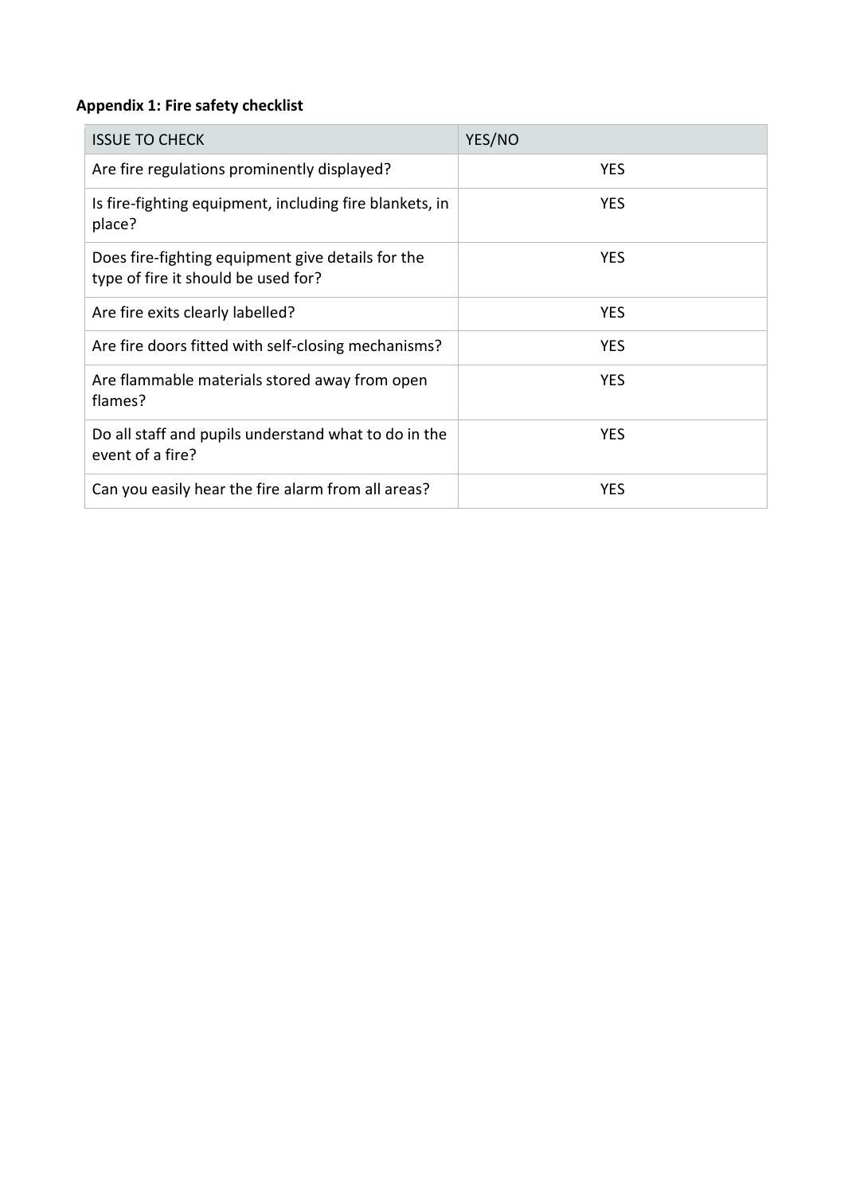**Appendix 1: Fire safety checklist**

| ISSUE TO CHECK | YES/NO |
| --- | --- |
| Are fire regulations prominently displayed? | YES |
| Is fire-fighting equipment, including fire blankets, in place? | YES |
| Does fire-fighting equipment give details for the type of fire it should be used for? | YES |
| Are fire exits clearly labelled? | YES |
| Are fire doors fitted with self-closing mechanisms? | YES |
| Are flammable materials stored away from open flames? | YES |
| Do all staff and pupils understand what to do in the event of a fire? | YES |
| Can you easily hear the fire alarm from all areas? | YES |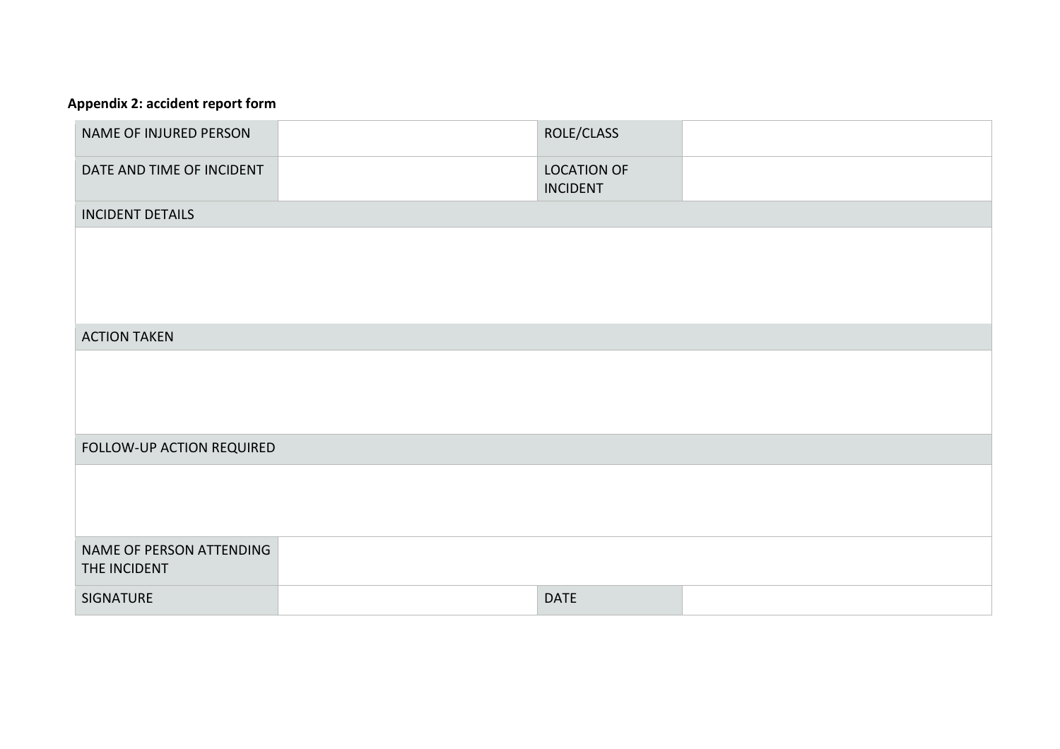**Appendix 2: accident report form**

| NAME OF INJURED PERSON | | ROLE/CLASS | |
|---|---|---|---|
| DATE AND TIME OF INCIDENT | | LOCATION OF INCIDENT | |
| INCIDENT DETAILS | | | |
| | | | |
| ACTION TAKEN | | | |
| | | | |
| FOLLOW-UP ACTION REQUIRED | | | |
| | | | |
| NAME OF PERSON ATTENDING THE INCIDENT | | | |
| SIGNATURE | | DATE | |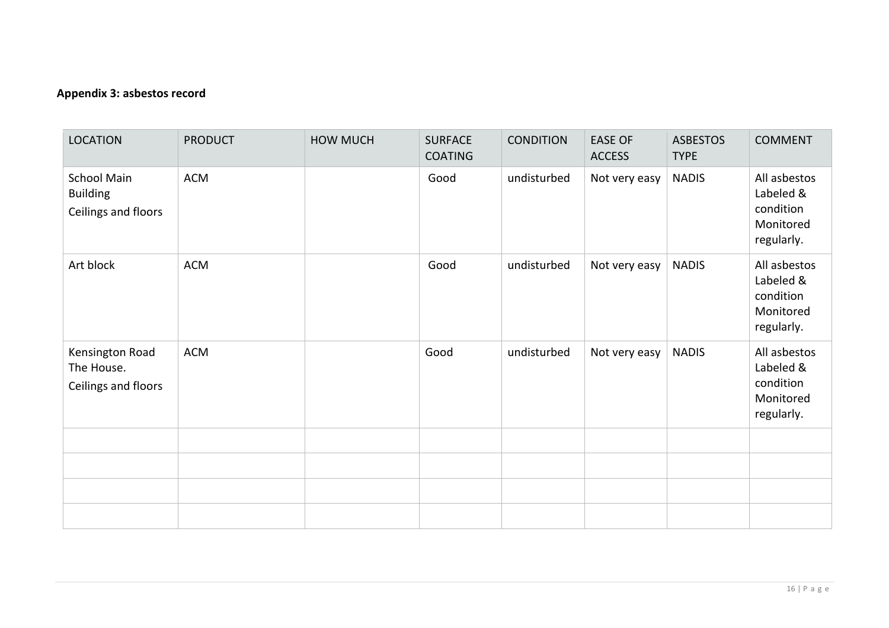**Appendix 3: asbestos record**

| LOCATION | PRODUCT | HOW MUCH | SURFACE COATING | CONDITION | EASE OF ACCESS | ASBESTOS TYPE | COMMENT |
|---|---|---|---|---|---|---|---|
| School Main Building<br>Ceilings and floors | ACM | | Good | undisturbed | Not very easy | NADIS | All asbestos Labeled & condition Monitored regularly. |
| Art block | ACM | | Good | undisturbed | Not very easy | NADIS | All asbestos Labeled & condition Monitored regularly. |
| Kensington Road The House.<br>Ceilings and floors | ACM | | Good | undisturbed | Not very easy | NADIS | All asbestos Labeled & condition Monitored regularly. |
| | | | | | | | |
| | | | | | | | |
| | | | | | | | |
| | | | | | | | |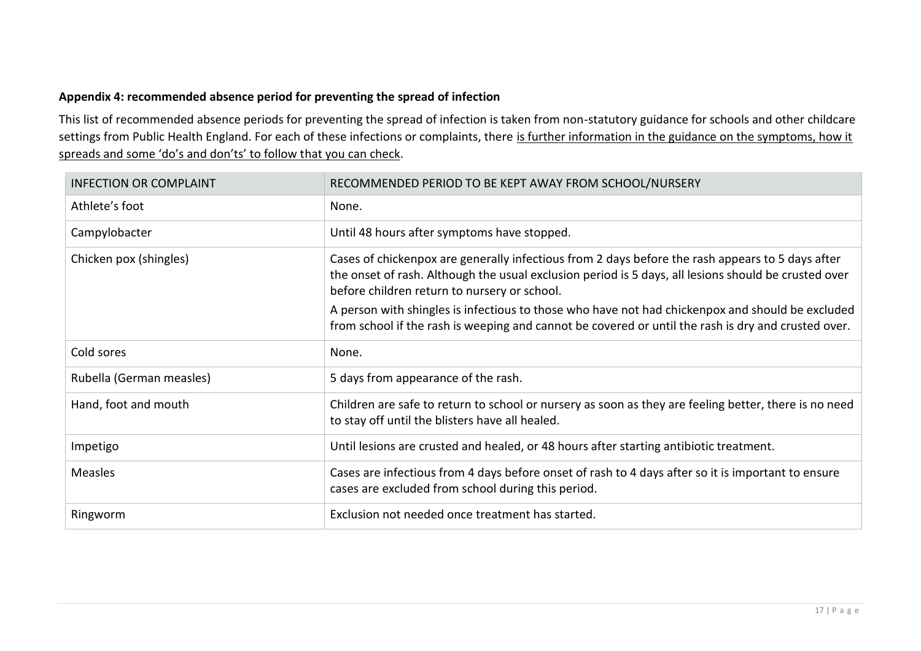**Appendix 4: recommended absence period for preventing the spread of infection**

This list of recommended absence periods for preventing the spread of infection is taken from non-statutory guidance for schools and other childcare settings from Public Health England. For each of these infections or complaints, there is further information in the guidance on the symptoms, how it spreads and some 'do's and don'ts' to follow that you can check.

| INFECTION OR COMPLAINT | RECOMMENDED PERIOD TO BE KEPT AWAY FROM SCHOOL/NURSERY |
| --- | --- |
| Athlete's foot | None. |
| Campylobacter | Until 48 hours after symptoms have stopped. |
| Chicken pox (shingles) | Cases of chickenpox are generally infectious from 2 days before the rash appears to 5 days after the onset of rash. Although the usual exclusion period is 5 days, all lesions should be crusted over before children return to nursery or school.<br>A person with shingles is infectious to those who have not had chickenpox and should be excluded from school if the rash is weeping and cannot be covered or until the rash is dry and crusted over. |
| Cold sores | None. |
| Rubella (German measles) | 5 days from appearance of the rash. |
| Hand, foot and mouth | Children are safe to return to school or nursery as soon as they are feeling better, there is no need to stay off until the blisters have all healed. |
| Impetigo | Until lesions are crusted and healed, or 48 hours after starting antibiotic treatment. |
| Measles | Cases are infectious from 4 days before onset of rash to 4 days after so it is important to ensure cases are excluded from school during this period. |
| Ringworm | Exclusion not needed once treatment has started. |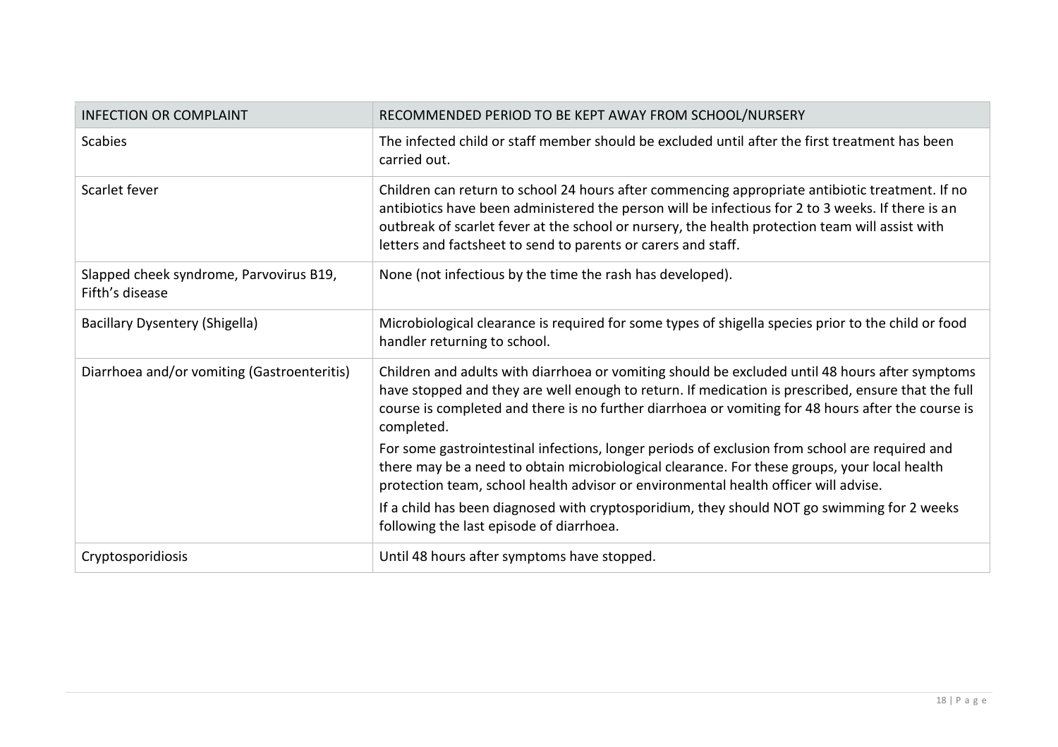| INFECTION OR COMPLAINT | RECOMMENDED PERIOD TO BE KEPT AWAY FROM SCHOOL/NURSERY |
| --- | --- |
| Scabies | The infected child or staff member should be excluded until after the first treatment has been carried out. |
| Scarlet fever | Children can return to school 24 hours after commencing appropriate antibiotic treatment. If no antibiotics have been administered the person will be infectious for 2 to 3 weeks. If there is an outbreak of scarlet fever at the school or nursery, the health protection team will assist with letters and factsheet to send to parents or carers and staff. |
| Slapped cheek syndrome, Parvovirus B19, Fifth's disease | None (not infectious by the time the rash has developed). |
| Bacillary Dysentery (Shigella) | Microbiological clearance is required for some types of shigella species prior to the child or food handler returning to school. |
| Diarrhoea and/or vomiting (Gastroenteritis) | Children and adults with diarrhoea or vomiting should be excluded until 48 hours after symptoms have stopped and they are well enough to return. If medication is prescribed, ensure that the full course is completed and there is no further diarrhoea or vomiting for 48 hours after the course is completed.<br>For some gastrointestinal infections, longer periods of exclusion from school are required and there may be a need to obtain microbiological clearance. For these groups, your local health protection team, school health advisor or environmental health officer will advise.<br>If a child has been diagnosed with cryptosporidium, they should NOT go swimming for 2 weeks following the last episode of diarrhoea. |
| Cryptosporidiosis | Until 48 hours after symptoms have stopped. |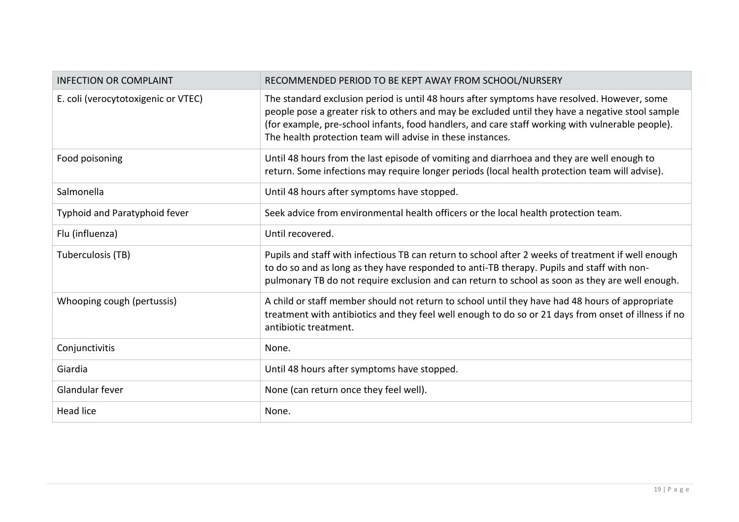| INFECTION OR COMPLAINT | RECOMMENDED PERIOD TO BE KEPT AWAY FROM SCHOOL/NURSERY |
|---|---|
| E. coli (verocytotoxigenic or VTEC) | The standard exclusion period is until 48 hours after symptoms have resolved. However, some people pose a greater risk to others and may be excluded until they have a negative stool sample (for example, pre-school infants, food handlers, and care staff working with vulnerable people). The health protection team will advise in these instances. |
| Food poisoning | Until 48 hours from the last episode of vomiting and diarrhoea and they are well enough to return. Some infections may require longer periods (local health protection team will advise). |
| Salmonella | Until 48 hours after symptoms have stopped. |
| Typhoid and Paratyphoid fever | Seek advice from environmental health officers or the local health protection team. |
| Flu (influenza) | Until recovered. |
| Tuberculosis (TB) | Pupils and staff with infectious TB can return to school after 2 weeks of treatment if well enough to do so and as long as they have responded to anti-TB therapy. Pupils and staff with non-pulmonary TB do not require exclusion and can return to school as soon as they are well enough. |
| Whooping cough (pertussis) | A child or staff member should not return to school until they have had 48 hours of appropriate treatment with antibiotics and they feel well enough to do so or 21 days from onset of illness if no antibiotic treatment. |
| Conjunctivitis | None. |
| Giardia | Until 48 hours after symptoms have stopped. |
| Glandular fever | None (can return once they feel well). |
| Head lice | None. |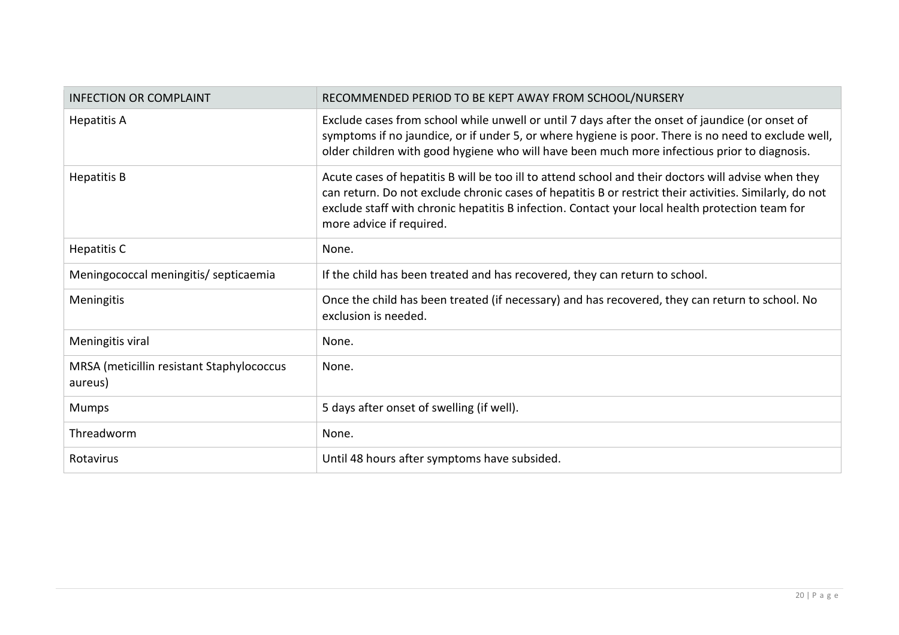| INFECTION OR COMPLAINT | RECOMMENDED PERIOD TO BE KEPT AWAY FROM SCHOOL/NURSERY |
| --- | --- |
| Hepatitis A | Exclude cases from school while unwell or until 7 days after the onset of jaundice (or onset of symptoms if no jaundice, or if under 5, or where hygiene is poor. There is no need to exclude well, older children with good hygiene who will have been much more infectious prior to diagnosis. |
| Hepatitis B | Acute cases of hepatitis B will be too ill to attend school and their doctors will advise when they can return. Do not exclude chronic cases of hepatitis B or restrict their activities. Similarly, do not exclude staff with chronic hepatitis B infection. Contact your local health protection team for more advice if required. |
| Hepatitis C | None. |
| Meningococcal meningitis/ septicaemia | If the child has been treated and has recovered, they can return to school. |
| Meningitis | Once the child has been treated (if necessary) and has recovered, they can return to school. No exclusion is needed. |
| Meningitis viral | None. |
| MRSA (meticillin resistant Staphylococcus aureus) | None. |
| Mumps | 5 days after onset of swelling (if well). |
| Threadworm | None. |
| Rotavirus | Until 48 hours after symptoms have subsided. |